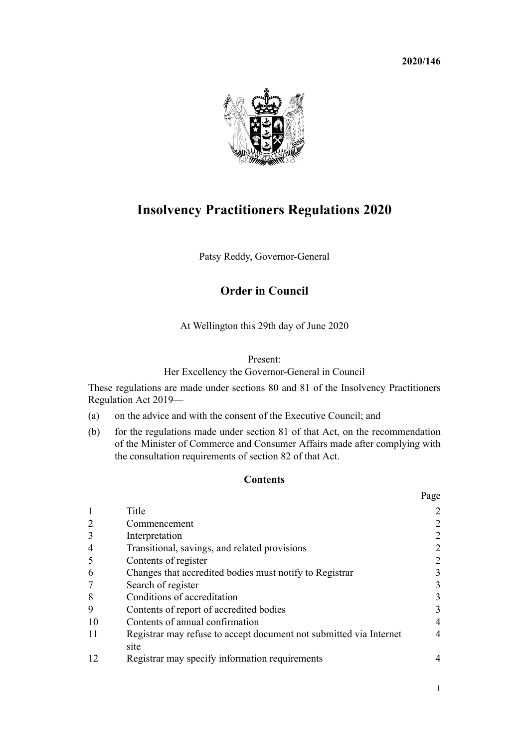**2020/146**

# Insolvency Practitioners Regulations 2020

Patsy Reddy, Governor-General

## Order in Council

At Wellington this 29th day of June 2020

Present:
Her Excellency the Governor-General in Council

These regulations are made under sections 80 and 81 of the Insolvency Practitioners Regulation Act 2019—

(a) on the advice and with the consent of the Executive Council; and

(b) for the regulations made under section 81 of that Act, on the recommendation of the Minister of Commerce and Consumer Affairs made after complying with the consultation requirements of section 82 of that Act.

### Contents

| | | Page |
|---|---|---|
| 1 | Title | 2 |
| 2 | Commencement | 2 |
| 3 | Interpretation | 2 |
| 4 | Transitional, savings, and related provisions | 2 |
| 5 | Contents of register | 2 |
| 6 | Changes that accredited bodies must notify to Registrar | 3 |
| 7 | Search of register | 3 |
| 8 | Conditions of accreditation | 3 |
| 9 | Contents of report of accredited bodies | 3 |
| 10 | Contents of annual confirmation | 4 |
| 11 | Registrar may refuse to accept document not submitted via Internet site | 4 |
| 12 | Registrar may specify information requirements | 4 |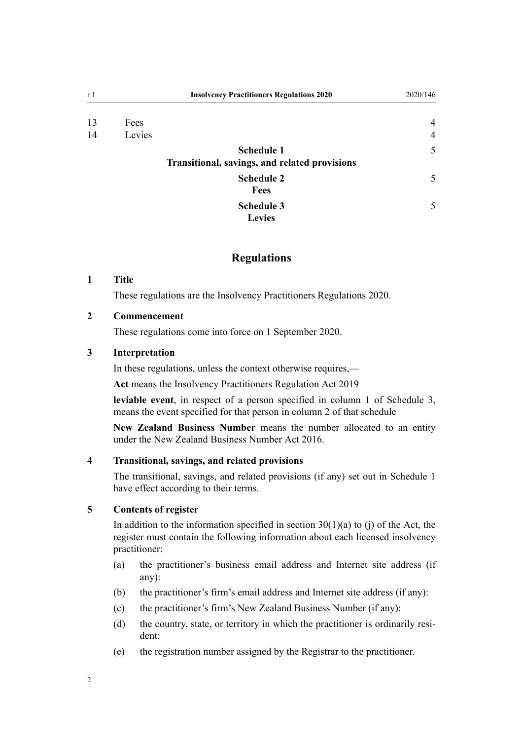| | | |
|---|---|---|
| 13 | Fees | 4 |
| 14 | Levies | 4 |
| | **Schedule 1** **Transitional, savings, and related provisions** | 5 |
| | **Schedule 2** **Fees** | 5 |
| | **Schedule 3** **Levies** | 5 |

## Regulations

### 1 Title

These regulations are the Insolvency Practitioners Regulations 2020.

### 2 Commencement

These regulations come into force on 1 September 2020.

### 3 Interpretation

In these regulations, unless the context otherwise requires,—

**Act** means the Insolvency Practitioners Regulation Act 2019

**leviable event**, in respect of a person specified in column 1 of Schedule 3, means the event specified for that person in column 2 of that schedule

**New Zealand Business Number** means the number allocated to an entity under the New Zealand Business Number Act 2016.

### 4 Transitional, savings, and related provisions

The transitional, savings, and related provisions (if any) set out in Schedule 1 have effect according to their terms.

### 5 Contents of register

In addition to the information specified in section 30(1)(a) to (j) of the Act, the register must contain the following information about each licensed insolvency practitioner:

(a) the practitioner's business email address and Internet site address (if any):

(b) the practitioner's firm's email address and Internet site address (if any):

(c) the practitioner's firm's New Zealand Business Number (if any):

(d) the country, state, or territory in which the practitioner is ordinarily resident:

(e) the registration number assigned by the Registrar to the practitioner.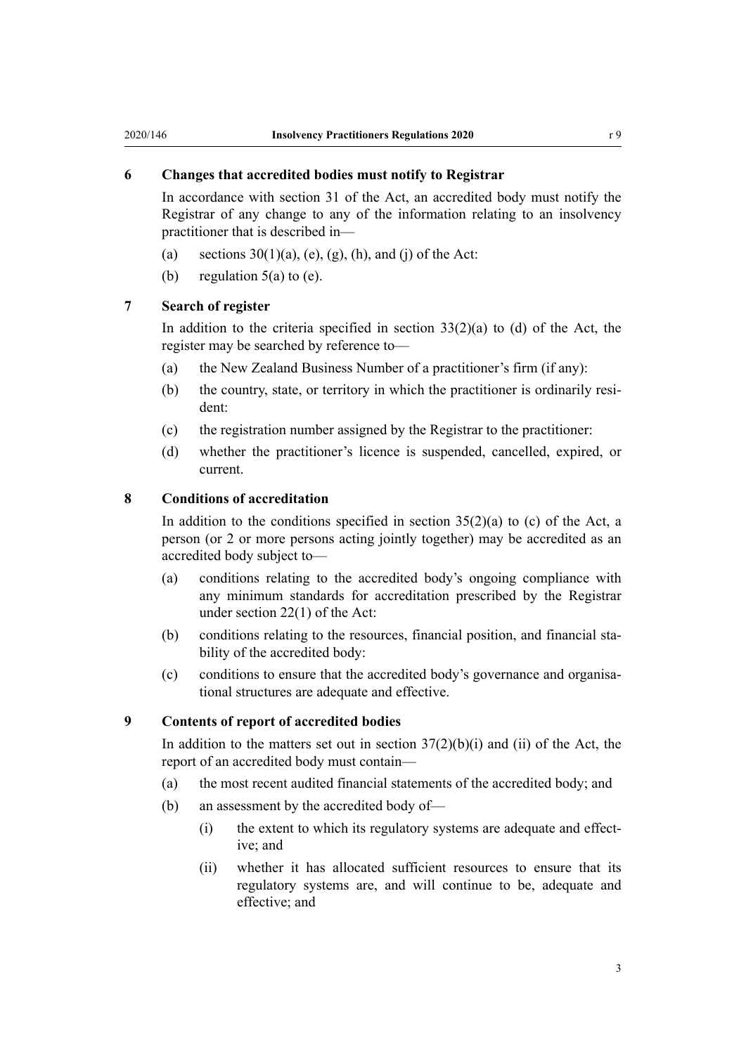### 6 Changes that accredited bodies must notify to Registrar

In accordance with section 31 of the Act, an accredited body must notify the Registrar of any change to any of the information relating to an insolvency practitioner that is described in—

(a) sections 30(1)(a), (e), (g), (h), and (j) of the Act:

(b) regulation 5(a) to (e).

### 7 Search of register

In addition to the criteria specified in section 33(2)(a) to (d) of the Act, the register may be searched by reference to—

(a) the New Zealand Business Number of a practitioner's firm (if any):

(b) the country, state, or territory in which the practitioner is ordinarily resident:

(c) the registration number assigned by the Registrar to the practitioner:

(d) whether the practitioner's licence is suspended, cancelled, expired, or current.

### 8 Conditions of accreditation

In addition to the conditions specified in section 35(2)(a) to (c) of the Act, a person (or 2 or more persons acting jointly together) may be accredited as an accredited body subject to—

(a) conditions relating to the accredited body's ongoing compliance with any minimum standards for accreditation prescribed by the Registrar under section 22(1) of the Act:

(b) conditions relating to the resources, financial position, and financial stability of the accredited body:

(c) conditions to ensure that the accredited body's governance and organisational structures are adequate and effective.

### 9 Contents of report of accredited bodies

In addition to the matters set out in section 37(2)(b)(i) and (ii) of the Act, the report of an accredited body must contain—

(a) the most recent audited financial statements of the accredited body; and

(b) an assessment by the accredited body of—

  (i) the extent to which its regulatory systems are adequate and effective; and

  (ii) whether it has allocated sufficient resources to ensure that its regulatory systems are, and will continue to be, adequate and effective; and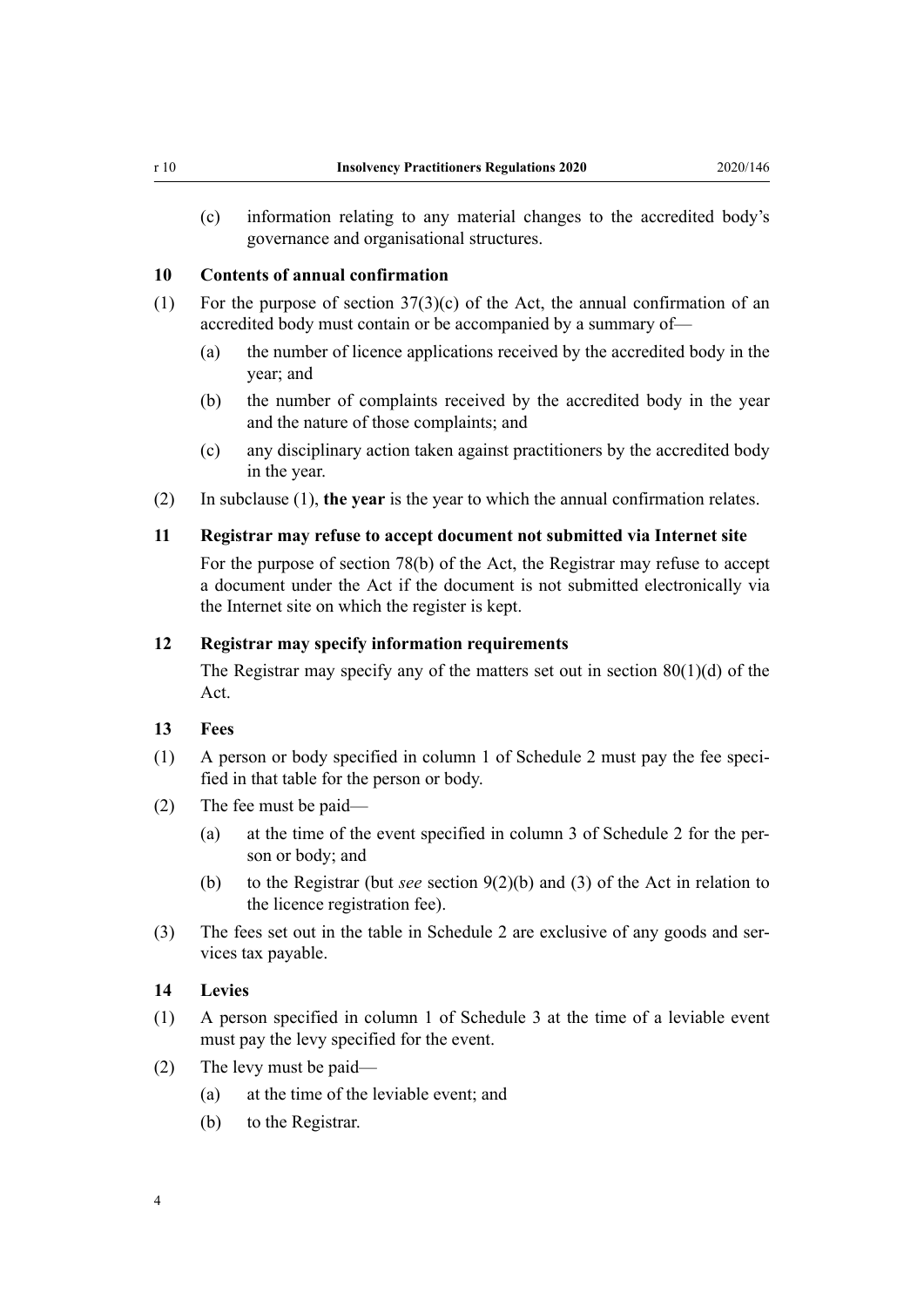(c) information relating to any material changes to the accredited body's governance and organisational structures.

### 10 Contents of annual confirmation

(1) For the purpose of section 37(3)(c) of the Act, the annual confirmation of an accredited body must contain or be accompanied by a summary of—

(a) the number of licence applications received by the accredited body in the year; and

(b) the number of complaints received by the accredited body in the year and the nature of those complaints; and

(c) any disciplinary action taken against practitioners by the accredited body in the year.

(2) In subclause (1), **the year** is the year to which the annual confirmation relates.

### 11 Registrar may refuse to accept document not submitted via Internet site

For the purpose of section 78(b) of the Act, the Registrar may refuse to accept a document under the Act if the document is not submitted electronically via the Internet site on which the register is kept.

### 12 Registrar may specify information requirements

The Registrar may specify any of the matters set out in section 80(1)(d) of the Act.

### 13 Fees

(1) A person or body specified in column 1 of Schedule 2 must pay the fee specified in that table for the person or body.

(2) The fee must be paid—

(a) at the time of the event specified in column 3 of Schedule 2 for the person or body; and

(b) to the Registrar (but *see* section 9(2)(b) and (3) of the Act in relation to the licence registration fee).

(3) The fees set out in the table in Schedule 2 are exclusive of any goods and services tax payable.

### 14 Levies

(1) A person specified in column 1 of Schedule 3 at the time of a leviable event must pay the levy specified for the event.

(2) The levy must be paid—

(a) at the time of the leviable event; and

(b) to the Registrar.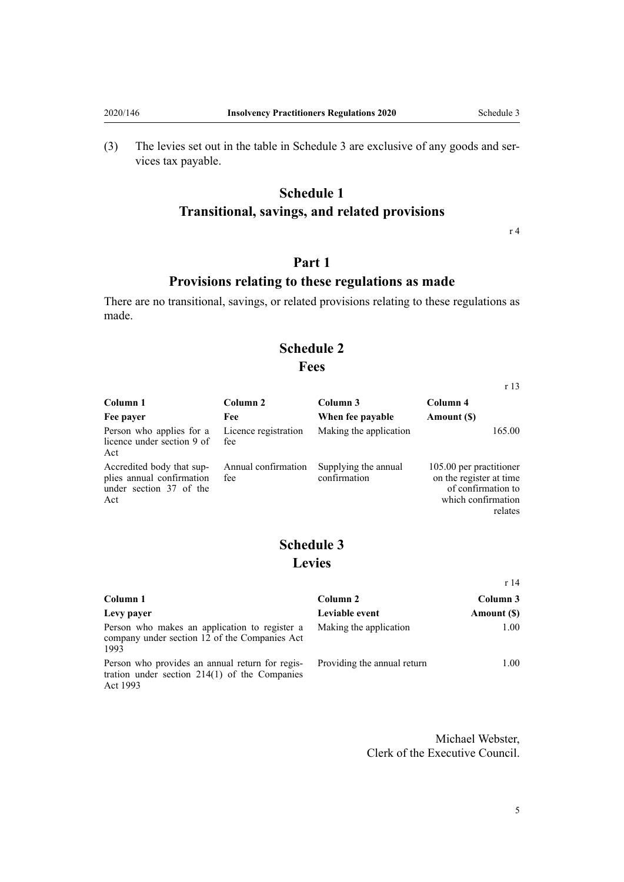(3) The levies set out in the table in Schedule 3 are exclusive of any goods and services tax payable.

# Schedule 1
## Transitional, savings, and related provisions

r 4

## Part 1
### Provisions relating to these regulations as made

There are no transitional, savings, or related provisions relating to these regulations as made.

# Schedule 2
## Fees

r 13

| Column 1<br>**Fee payer** | Column 2<br>**Fee** | Column 3<br>**When fee payable** | Column 4<br>**Amount ($)** |
|---|---|---|---|
| Person who applies for a licence under section 9 of Act | Licence registration fee | Making the application | 165.00 |
| Accredited body that supplies annual confirmation under section 37 of the Act | Annual confirmation fee | Supplying the annual confirmation | 105.00 per practitioner on the register at time of confirmation to which confirmation relates |

# Schedule 3
## Levies

r 14

| Column 1<br>**Levy payer** | Column 2<br>**Leviable event** | Column 3<br>**Amount ($)** |
|---|---|---|
| Person who makes an application to register a company under section 12 of the Companies Act 1993 | Making the application | 1.00 |
| Person who provides an annual return for registration under section 214(1) of the Companies Act 1993 | Providing the annual return | 1.00 |

Michael Webster,
Clerk of the Executive Council.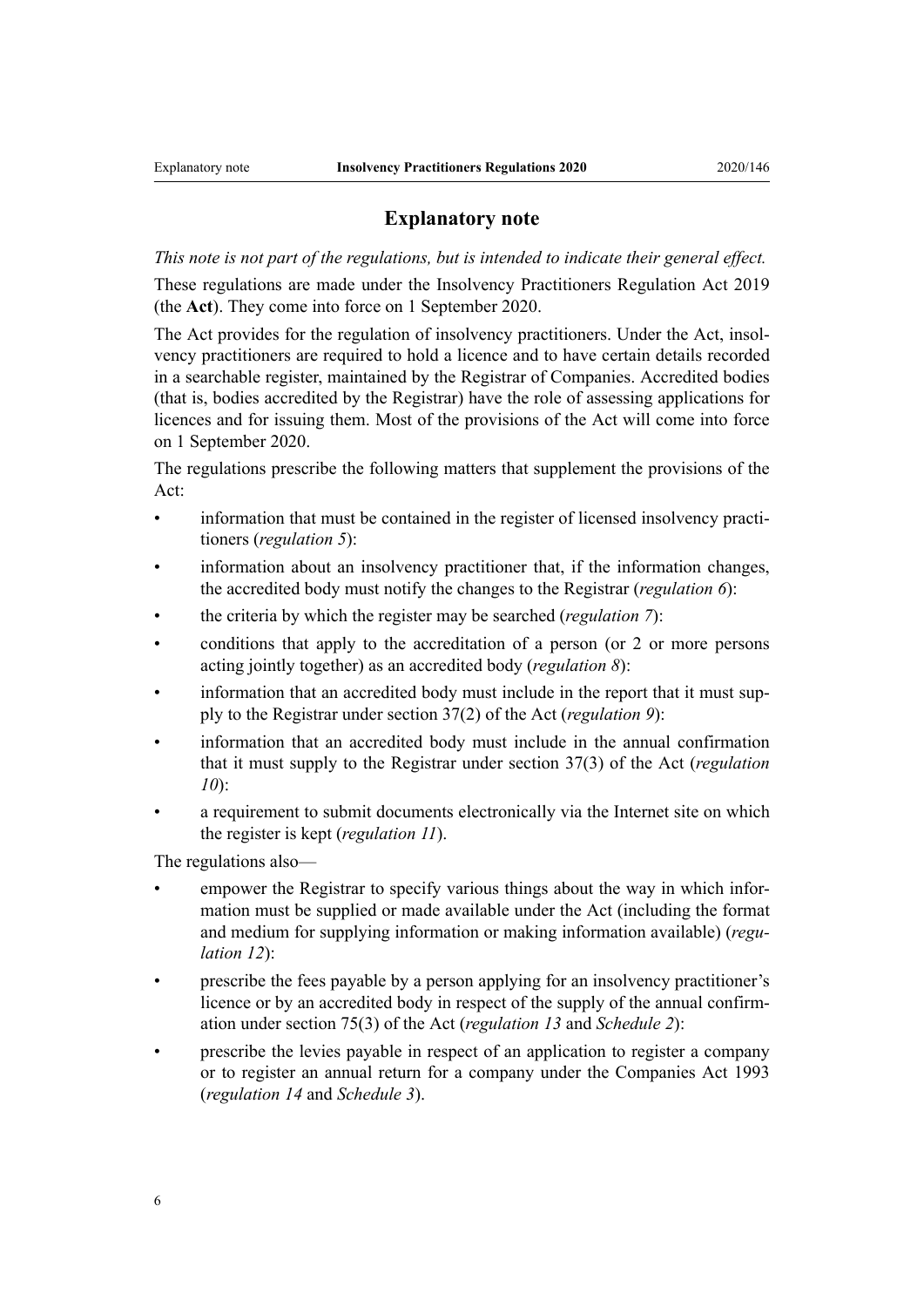## Explanatory note

*This note is not part of the regulations, but is intended to indicate their general effect.*

These regulations are made under the Insolvency Practitioners Regulation Act 2019 (the **Act**). They come into force on 1 September 2020.

The Act provides for the regulation of insolvency practitioners. Under the Act, insolvency practitioners are required to hold a licence and to have certain details recorded in a searchable register, maintained by the Registrar of Companies. Accredited bodies (that is, bodies accredited by the Registrar) have the role of assessing applications for licences and for issuing them. Most of the provisions of the Act will come into force on 1 September 2020.

The regulations prescribe the following matters that supplement the provisions of the Act:

- information that must be contained in the register of licensed insolvency practitioners (*regulation 5*):
- information about an insolvency practitioner that, if the information changes, the accredited body must notify the changes to the Registrar (*regulation 6*):
- the criteria by which the register may be searched (*regulation 7*):
- conditions that apply to the accreditation of a person (or 2 or more persons acting jointly together) as an accredited body (*regulation 8*):
- information that an accredited body must include in the report that it must supply to the Registrar under section 37(2) of the Act (*regulation 9*):
- information that an accredited body must include in the annual confirmation that it must supply to the Registrar under section 37(3) of the Act (*regulation 10*):
- a requirement to submit documents electronically via the Internet site on which the register is kept (*regulation 11*).

The regulations also—

- empower the Registrar to specify various things about the way in which information must be supplied or made available under the Act (including the format and medium for supplying information or making information available) (*regulation 12*):
- prescribe the fees payable by a person applying for an insolvency practitioner's licence or by an accredited body in respect of the supply of the annual confirmation under section 75(3) of the Act (*regulation 13* and *Schedule 2*):
- prescribe the levies payable in respect of an application to register a company or to register an annual return for a company under the Companies Act 1993 (*regulation 14* and *Schedule 3*).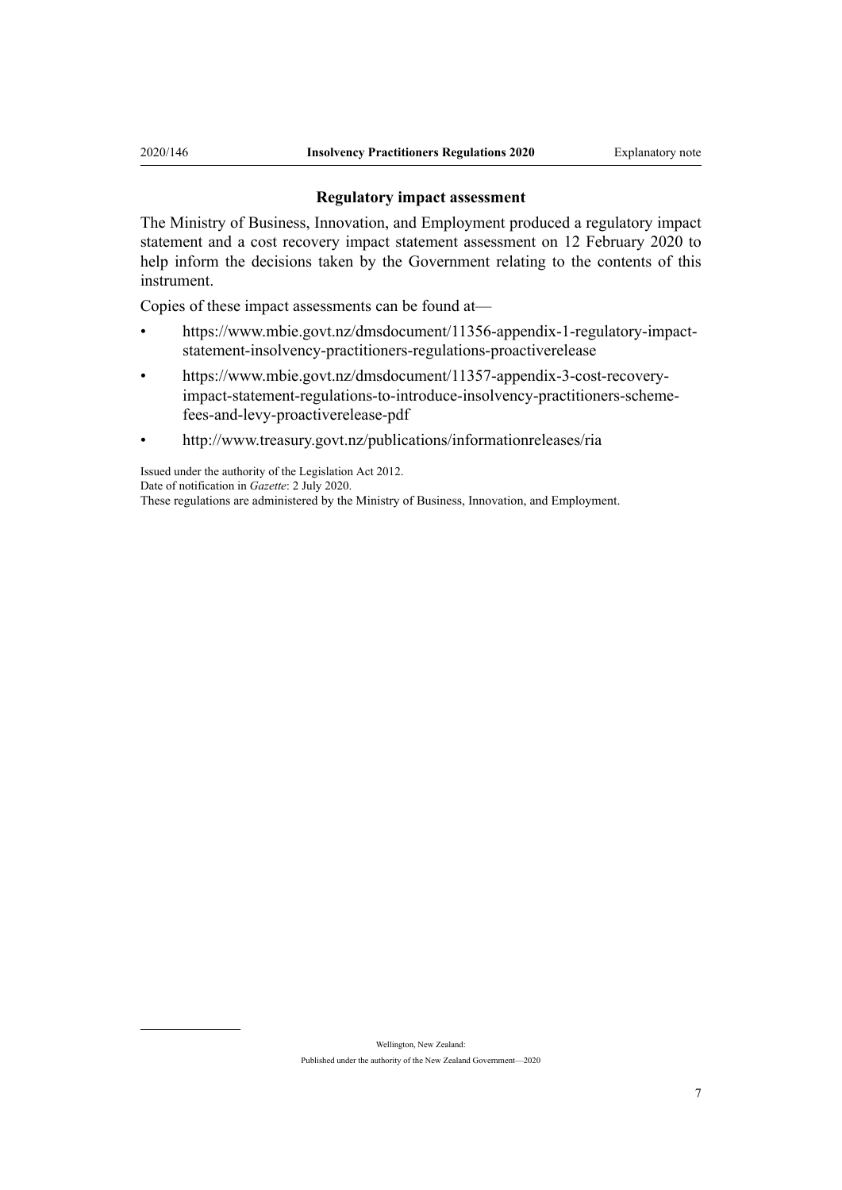**Regulatory impact assessment**

The Ministry of Business, Innovation, and Employment produced a regulatory impact statement and a cost recovery impact statement assessment on 12 February 2020 to help inform the decisions taken by the Government relating to the contents of this instrument.

Copies of these impact assessments can be found at—

- https://www.mbie.govt.nz/dmsdocument/11356-appendix-1-regulatory-impact-statement-insolvency-practitioners-regulations-proactiverelease
- https://www.mbie.govt.nz/dmsdocument/11357-appendix-3-cost-recovery-impact-statement-regulations-to-introduce-insolvency-practitioners-scheme-fees-and-levy-proactiverelease-pdf
- http://www.treasury.govt.nz/publications/informationreleases/ria

Issued under the authority of the Legislation Act 2012.
Date of notification in *Gazette*: 2 July 2020.
These regulations are administered by the Ministry of Business, Innovation, and Employment.

Wellington, New Zealand:
Published under the authority of the New Zealand Government—2020